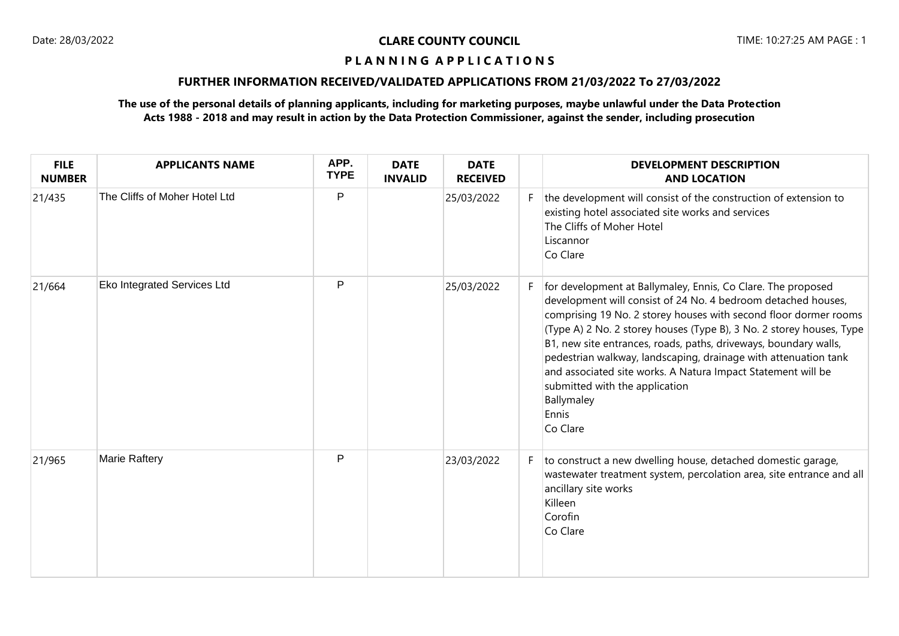Date: 28/03/2022

# CLARE COUNTY COUNCIL

## P L A N N I N G A P P L I C A T I O N S

### FURTHER INFORMATION RECEIVED/VALIDATED APPLICATIONS FROM 21/03/2022 To 27/03/2022

**The use of the personal details of planning applicants, including for marketing purposes, maybe unlawful under the Data Protection Acts 1988 - 2018 and may result in action by the Data Protection Commissioner, against the sender, including prosecution**

| FILE NUMBER | APPLICANTS NAME | APP. TYPE | DATE INVALID | DATE RECEIVED | | DEVELOPMENT DESCRIPTION AND LOCATION |
|---|---|---|---|---|---|---|
| 21/435 | The Cliffs of Moher Hotel Ltd | P | | 25/03/2022 | F | the development will consist of the construction of extension to existing hotel associated site works and services<br>The Cliffs of Moher Hotel<br>Liscannor<br>Co Clare |
| 21/664 | Eko Integrated Services Ltd | P | | 25/03/2022 | F | for development at Ballymaley, Ennis, Co Clare. The proposed development will consist of 24 No. 4 bedroom detached houses, comprising 19 No. 2 storey houses with second floor dormer rooms (Type A) 2 No. 2 storey houses (Type B), 3 No. 2 storey houses, Type B1, new site entrances, roads, paths, driveways, boundary walls, pedestrian walkway, landscaping, drainage with attenuation tank and associated site works. A Natura Impact Statement will be submitted with the application<br>Ballymaley<br>Ennis<br>Co Clare |
| 21/965 | Marie Raftery | P | | 23/03/2022 | F | to construct a new dwelling house, detached domestic garage, wastewater treatment system, percolation area, site entrance and all ancillary site works<br>Killeen<br>Corofin<br>Co Clare |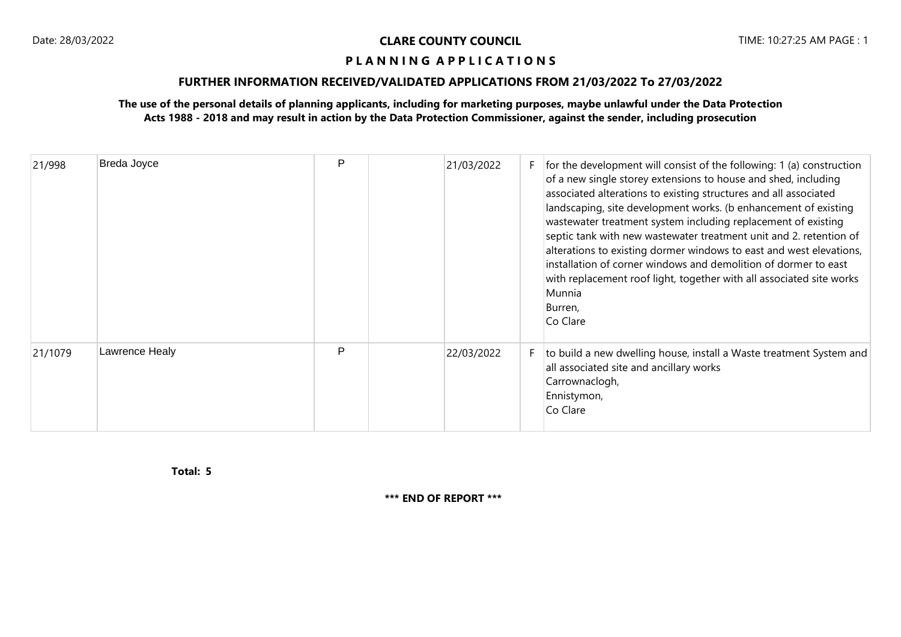**CLARE COUNTY COUNCIL**

**P L A N N I N G A P P L I C A T I O N S**

**FURTHER INFORMATION RECEIVED/VALIDATED APPLICATIONS FROM 21/03/2022 To 27/03/2022**

**The use of the personal details of planning applicants, including for marketing purposes, maybe unlawful under the Data Protection Acts 1988 - 2018 and may result in action by the Data Protection Commissioner, against the sender, including prosecution**

| | | | | | | |
|---|---|---|---|---|---|---|
| 21/998 | Breda Joyce | P | | 21/03/2022 | F | for the development will consist of the following: 1 (a) construction of a new single storey extensions to house and shed, including associated alterations to existing structures and all associated landscaping, site development works. (b enhancement of existing wastewater treatment system including replacement of existing septic tank with new wastewater treatment unit and 2. retention of alterations to existing dormer windows to east and west elevations, installation of corner windows and demolition of dormer to east with replacement roof light, together with all associated site works<br>Munnia<br>Burren,<br>Co Clare |
| 21/1079 | Lawrence Healy | P | | 22/03/2022 | F | to build a new dwelling house, install a Waste treatment System and all associated site and ancillary works<br>Carrownaclogh,<br>Ennistymon,<br>Co Clare |

**Total: 5**

**\*\*\* END OF REPORT \*\*\***